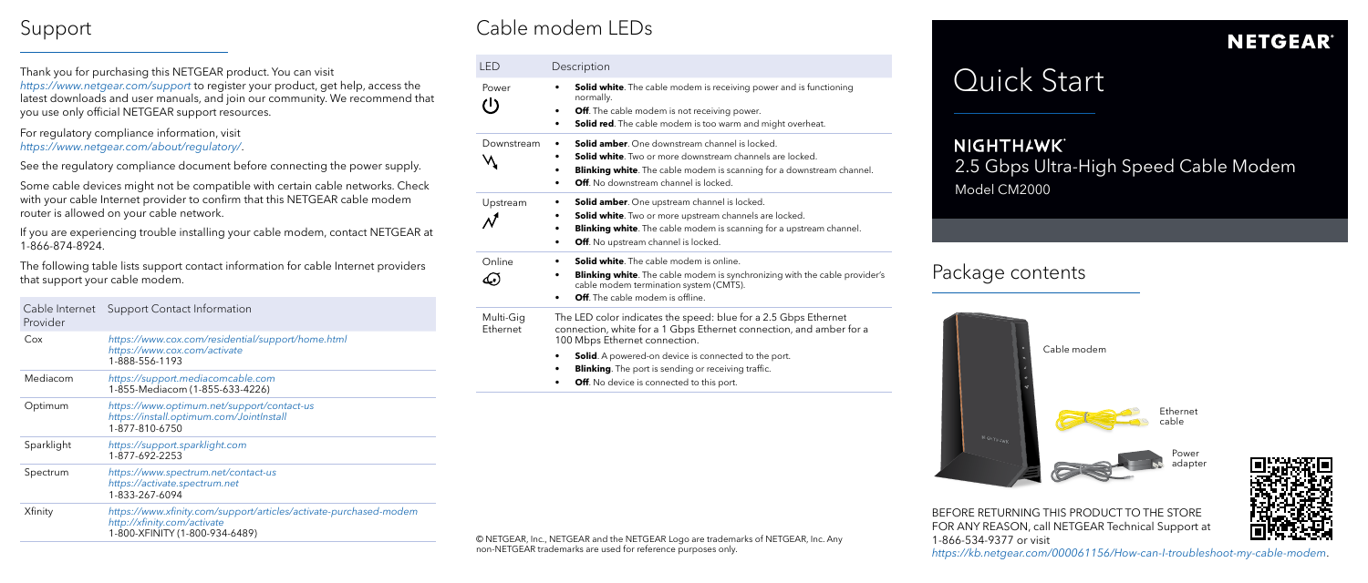## Support

Thank you for purchasing this NETGEAR product. You can visit *https://www.netgear.com/support* to register your product, get help, access the latest downloads and user manuals, and join our community. We recommend that you use only official NETGEAR support resources.

For regulatory compliance information, visit *https://www.netgear.com/about/regulatory/*.

See the regulatory compliance document before connecting the power supply.

Some cable devices might not be compatible with certain cable networks. Check with your cable Internet provider to confirm that this NETGEAR cable modem router is allowed on your cable network.

If you are experiencing trouble installing your cable modem, contact NETGEAR at 1-866-874-8924.

The following table lists support contact information for cable Internet providers that support your cable modem.

| Cable Internet Provider | Support Contact Information |
|---|---|
| Cox | *https://www.cox.com/residential/support/home.html*<br>*https://www.cox.com/activate*<br>1-888-556-1193 |
| Mediacom | *https://support.mediacomcable.com*<br>1-855-Mediacom (1-855-633-4226) |
| Optimum | *https://www.optimum.net/support/contact-us*<br>*https://install.optimum.com/JointInstall*<br>1-877-810-6750 |
| Sparklight | *https://support.sparklight.com*<br>1-877-692-2253 |
| Spectrum | *https://www.spectrum.net/contact-us*<br>*https://activate.spectrum.net*<br>1-833-267-6094 |
| Xfinity | *https://www.xfinity.com/support/articles/activate-purchased-modem*<br>*http://xfinity.com/activate*<br>1-800-XFINITY (1-800-934-6489) |

## Cable modem LEDs

| LED | Description |
|---|---|
| Power | • **Solid white**. The cable modem is receiving power and is functioning normally.<br>• **Off**. The cable modem is not receiving power.<br>• **Solid red**. The cable modem is too warm and might overheat. |
| Downstream | • **Solid amber**. One downstream channel is locked.<br>• **Solid white**. Two or more downstream channels are locked.<br>• **Blinking white**. The cable modem is scanning for a downstream channel.<br>• **Off**. No downstream channel is locked. |
| Upstream | • **Solid amber**. One upstream channel is locked.<br>• **Solid white**. Two or more upstream channels are locked.<br>• **Blinking white**. The cable modem is scanning for a upstream channel.<br>• **Off**. No upstream channel is locked. |
| Online | • **Solid white**. The cable modem is online.<br>• **Blinking white**. The cable modem is synchronizing with the cable provider's cable modem termination system (CMTS).<br>• **Off**. The cable modem is offline. |
| Multi-Gig Ethernet | The LED color indicates the speed: blue for a 2.5 Gbps Ethernet connection, white for a 1 Gbps Ethernet connection, and amber for a 100 Mbps Ethernet connection.<br>• **Solid**. A powered-on device is connected to the port.<br>• **Blinking**. The port is sending or receiving traffic.<br>• **Off**. No device is connected to this port. |

© NETGEAR, Inc., NETGEAR and the NETGEAR Logo are trademarks of NETGEAR, Inc. Any non-NETGEAR trademarks are used for reference purposes only.

**NETGEAR**

# Quick Start

**NIGHTHAWK**

2.5 Gbps Ultra-High Speed Cable Modem

Model CM2000

## Package contents

Cable modem

Ethernet cable

Power adapter

BEFORE RETURNING THIS PRODUCT TO THE STORE FOR ANY REASON, call NETGEAR Technical Support at 1-866-534-9377 or visit *https://kb.netgear.com/000061156/How-can-I-troubleshoot-my-cable-modem*.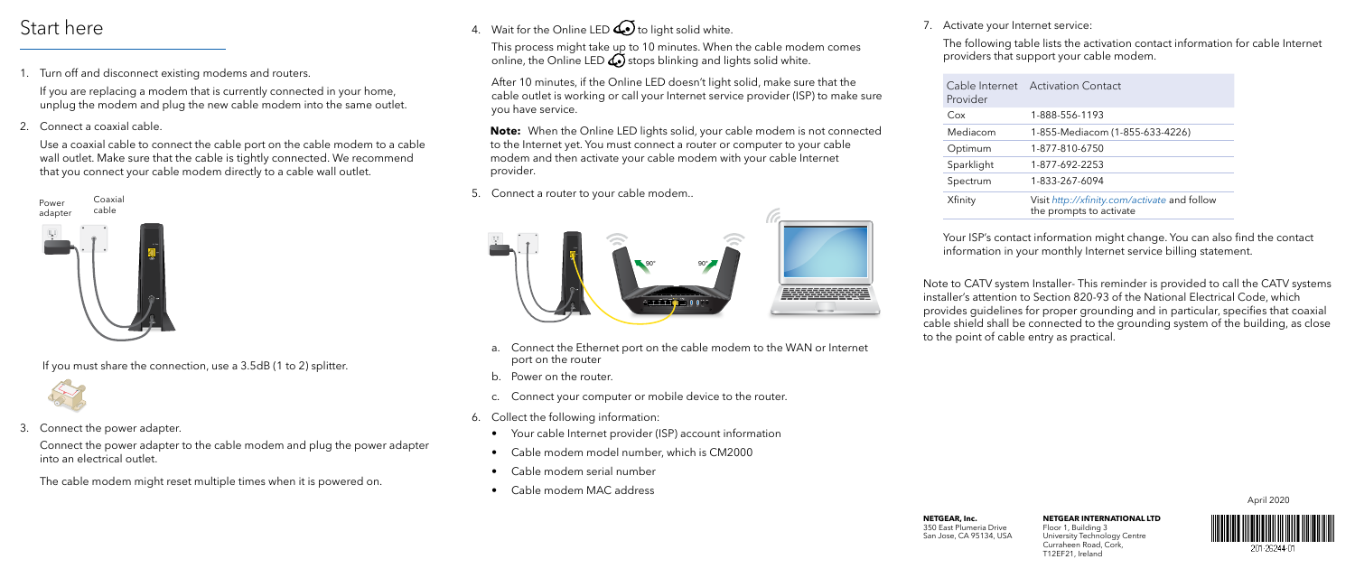# Start here

1. Turn off and disconnect existing modems and routers.

   If you are replacing a modem that is currently connected in your home, unplug the modem and plug the new cable modem into the same outlet.

2. Connect a coaxial cable.

   Use a coaxial cable to connect the cable port on the cable modem to a cable wall outlet. Make sure that the cable is tightly connected. We recommend that you connect your cable modem directly to a cable wall outlet.

   Power adapter

   Coaxial cable

   If you must share the connection, use a 3.5dB (1 to 2) splitter.

3. Connect the power adapter.

   Connect the power adapter to the cable modem and plug the power adapter into an electrical outlet.

   The cable modem might reset multiple times when it is powered on.

4. Wait for the Online LED to light solid white.

   This process might take up to 10 minutes. When the cable modem comes online, the Online LED stops blinking and lights solid white.

   After 10 minutes, if the Online LED doesn't light solid, make sure that the cable outlet is working or call your Internet service provider (ISP) to make sure you have service.

   **Note:** When the Online LED lights solid, your cable modem is not connected to the Internet yet. You must connect a router or computer to your cable modem and then activate your cable modem with your cable Internet provider.

5. Connect a router to your cable modem..

   90°

   90°

   a. Connect the Ethernet port on the cable modem to the WAN or Internet port on the router
   b. Power on the router.
   c. Connect your computer or mobile device to the router.

6. Collect the following information:
   - Your cable Internet provider (ISP) account information
   - Cable modem model number, which is CM2000
   - Cable modem serial number
   - Cable modem MAC address

7. Activate your Internet service:

   The following table lists the activation contact information for cable Internet providers that support your cable modem.

| Cable Internet Provider | Activation Contact |
|---|---|
| Cox | 1-888-556-1193 |
| Mediacom | 1-855-Mediacom (1-855-633-4226) |
| Optimum | 1-877-810-6750 |
| Sparklight | 1-877-692-2253 |
| Spectrum | 1-833-267-6094 |
| Xfinity | Visit *http://xfinity.com/activate* and follow the prompts to activate |

   Your ISP's contact information might change. You can also find the contact information in your monthly Internet service billing statement.

Note to CATV system Installer- This reminder is provided to call the CATV systems installer's attention to Section 820-93 of the National Electrical Code, which provides guidelines for proper grounding and in particular, specifies that coaxial cable shield shall be connected to the grounding system of the building, as close to the point of cable entry as practical.

**NETGEAR, Inc.**
350 East Plumeria Drive
San Jose, CA 95134, USA

**NETGEAR INTERNATIONAL LTD**
Floor 1, Building 3
University Technology Centre
Curraheen Road, Cork,
T12EF21, Ireland

April 2020

201-26244-01